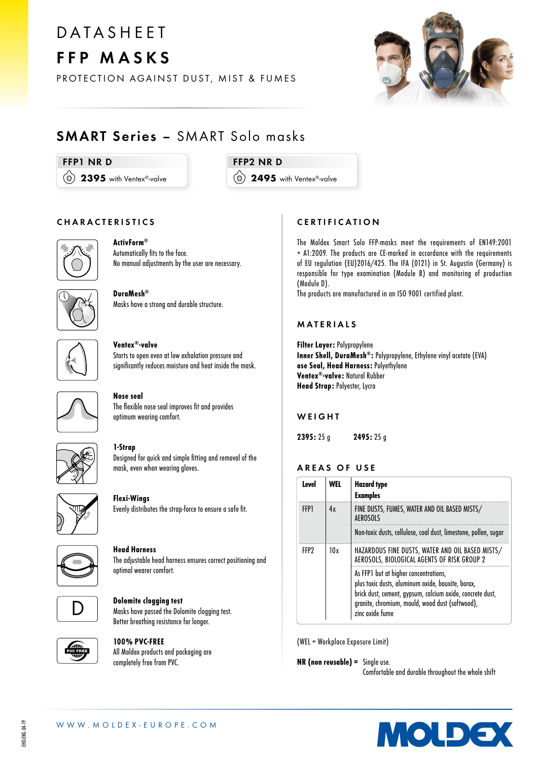# DATASHEET

# FFP MASKS

PROTECTION AGAINST DUST, MIST & FUMES

## SMART Series – SMART Solo masks

**FFP1 NR D**
**2395** with Ventex®-valve

**FFP2 NR D**
**2495** with Ventex®-valve

## CHARACTERISTICS

**ActivForm®**
Automatically fits to the face.
No manual adjustments by the user are necessary.

**DuraMesh®**
Masks have a strong and durable structure.

**Ventex®-valve**
Starts to open even at low exhalation pressure and significantly reduces moisture and heat inside the mask.

**Nose seal**
The flexible nose seal improves fit and provides optimum wearing comfort.

**1-Strap**
Designed for quick and simple fitting and removal of the mask, even when wearing gloves.

**Flexi-Wings**
Evenly distributes the strap-force to ensure a safe fit.

**Head Harness**
The adjustable head harness ensures correct positioning and optimal wearer comfort.

**Dolomite clogging test**
Masks have passed the Dolomite clogging test.
Better breathing resistance for longer.

**100% PVC-FREE**
All Moldex products and packaging are completely free from PVC.

## CERTIFICATION

The Moldex Smart Solo FFP-masks meet the requirements of EN149:2001 + A1:2009. The products are CE-marked in accordance with the requirements of EU regulation (EU)2016/425. The IFA (0121) in St. Augustin (Germany) is responsible for type examination (Module B) and monitoring of production (Module D).
The products are manufactured in an ISO 9001 certified plant.

## MATERIALS

**Filter Layer:** Polypropylene
**Inner Shell, DuraMesh®:** Polypropylene, Ethylene vinyl acetate (EVA)
**ose Seal, Head Harness:** Polyethylene
**Ventex®-valve:** Natural Rubber
**Head Strap:** Polyester, Lycra

## WEIGHT

**2395:** 25 g  **2495:** 25 g

## AREAS OF USE

| Level | WEL | Hazard type / Examples |
|---|---|---|
| FFP1 | 4x | FINE DUSTS, FUMES, WATER AND OIL BASED MISTS/ AEROSOLS |
| | | Non-toxic dusts, cellulose, coal dust, limestone, pollen, sugar |
| FFP2 | 10x | HAZARDOUS FINE DUSTS, WATER AND OIL BASED MISTS/ AEROSOLS, BIOLOGICAL AGENTS OF RISK GROUP 2 |
| | | As FFP1 but at higher concentrations, plus toxic dusts, aluminum oxide, bauxite, borax, brick dust, cement, gypsum, calcium oxide, concrete dust, granite, chromium, mould, wood dust (softwood), zinc oxide fume |

(WEL = Workplace Exposure Limit)

**NR (non reusable) =** Single use.
Comfortable and durable throughout the whole shift

WWW.MOLDEX-EUROPE.COM

EHO-ENG 04-19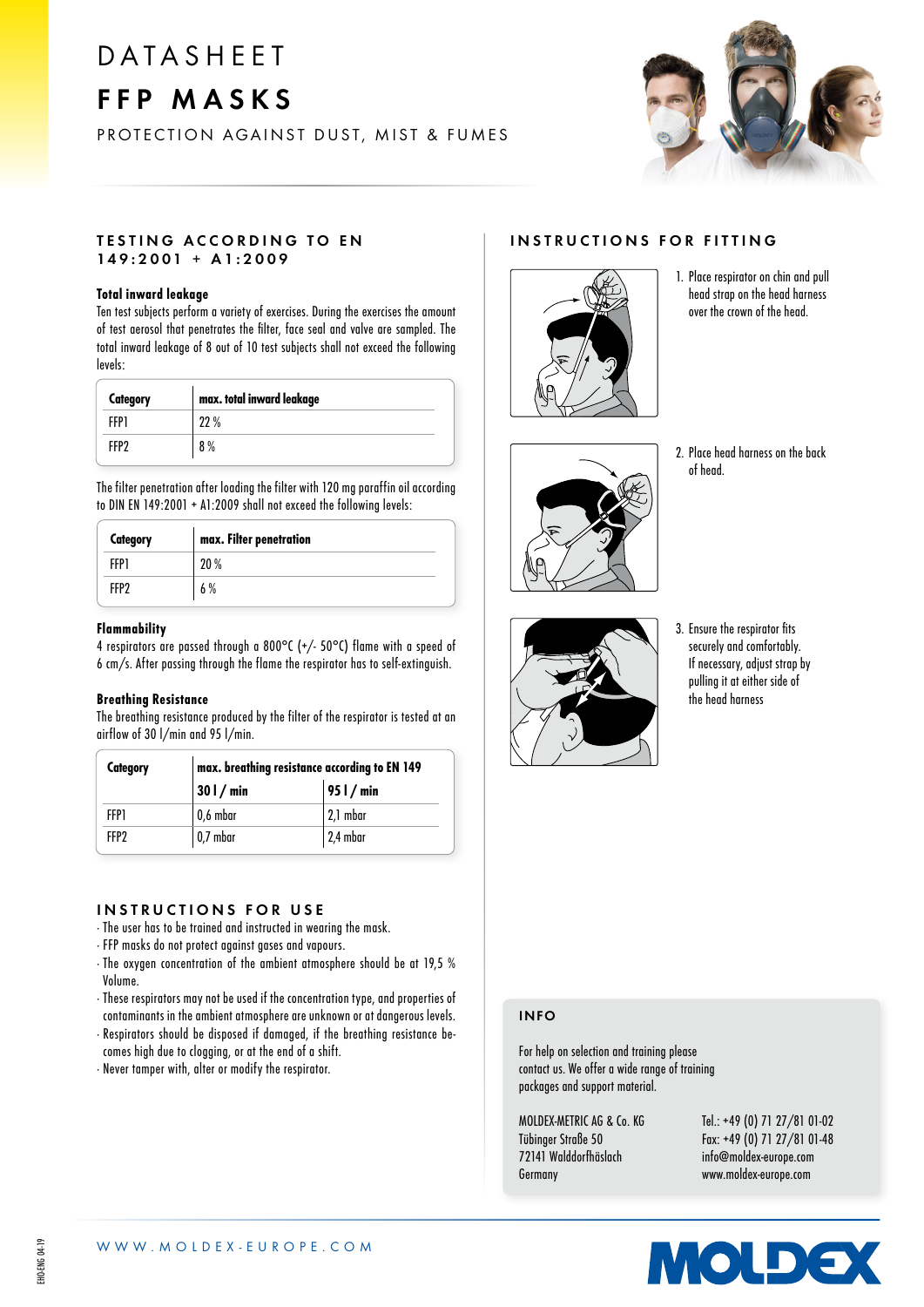# DATASHEET

# FFP MASKS

PROTECTION AGAINST DUST, MIST & FUMES

## TESTING ACCORDING TO EN 149:2001 + A1:2009

### Total inward leakage

Ten test subjects perform a variety of exercises. During the exercises the amount of test aerosol that penetrates the filter, face seal and valve are sampled. The total inward leakage of 8 out of 10 test subjects shall not exceed the following levels:

| Category | max. total inward leakage |
|---|---|
| FFP1 | 22 % |
| FFP2 | 8 % |

The filter penetration after loading the filter with 120 mg paraffin oil according to DIN EN 149:2001 + A1:2009 shall not exceed the following levels:

| Category | max. Filter penetration |
|---|---|
| FFP1 | 20 % |
| FFP2 | 6 % |

### Flammability

4 respirators are passed through a 800°C (+/- 50°C) flame with a speed of 6 cm/s. After passing through the flame the respirator has to self-extinguish.

### Breathing Resistance

The breathing resistance produced by the filter of the respirator is tested at an airflow of 30 l/min and 95 l/min.

| Category | max. breathing resistance according to EN 149 | |
|---|---|---|
| | 30 l / min | 95 l / min |
| FFP1 | 0,6 mbar | 2,1 mbar |
| FFP2 | 0,7 mbar | 2,4 mbar |

## INSTRUCTIONS FOR USE

- The user has to be trained and instructed in wearing the mask.
- FFP masks do not protect against gases and vapours.
- The oxygen concentration of the ambient atmosphere should be at 19,5 % Volume.
- These respirators may not be used if the concentration type, and properties of contaminants in the ambient atmosphere are unknown or at dangerous levels.
- Respirators should be disposed if damaged, if the breathing resistance becomes high due to clogging, or at the end of a shift.
- Never tamper with, alter or modify the respirator.

## INSTRUCTIONS FOR FITTING

1. Place respirator on chin and pull head strap on the head harness over the crown of the head.
2. Place head harness on the back of head.
3. Ensure the respirator fits securely and comfortably. If necessary, adjust strap by pulling it at either side of the head harness

## INFO

For help on selection and training please contact us. We offer a wide range of training packages and support material.

MOLDEX-METRIC AG & Co. KG
Tübinger Straße 50
72141 Walddorfhäslach
Germany

Tel.: +49 (0) 71 27/81 01-02
Fax: +49 (0) 71 27/81 01-48
info@moldex-europe.com
www.moldex-europe.com

WWW.MOLDEX-EUROPE.COM

EHO-ENG 04-19